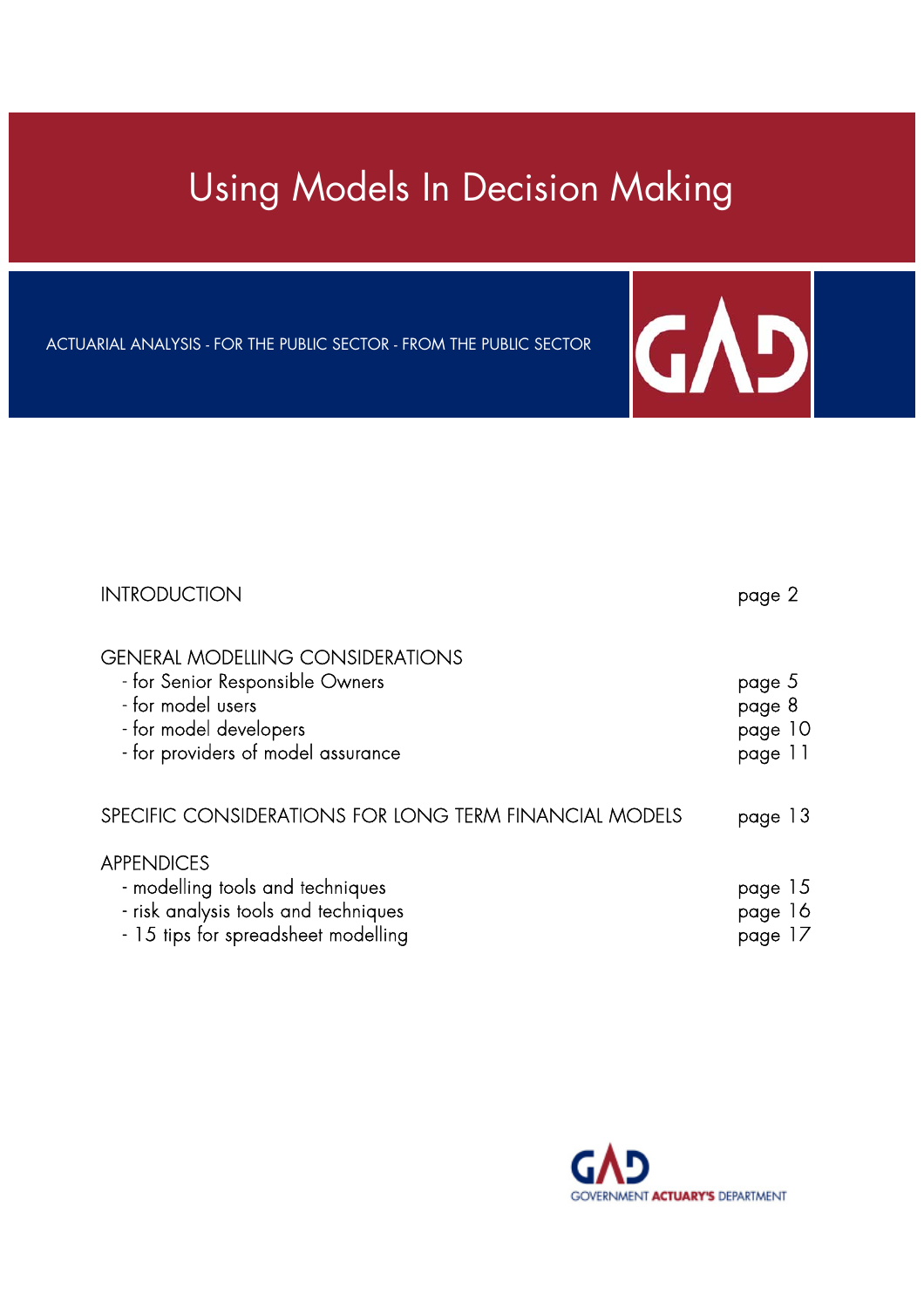# Using Models In Decision Making

ACTUARIAL ANALYSIS - FOR THE PUBLIC SECTOR - FROM THE PUBLIC SECTOR

GAD

| | |
|---|---|
| INTRODUCTION | page 2 |
| GENERAL MODELLING CONSIDERATIONS | |
| - for Senior Responsible Owners | page 5 |
| - for model users | page 8 |
| - for model developers | page 10 |
| - for providers of model assurance | page 11 |
| SPECIFIC CONSIDERATIONS FOR LONG TERM FINANCIAL MODELS | page 13 |
| APPENDICES | |
| - modelling tools and techniques | page 15 |
| - risk analysis tools and techniques | page 16 |
| - 15 tips for spreadsheet modelling | page 17 |

GAD
GOVERNMENT **ACTUARY'S** DEPARTMENT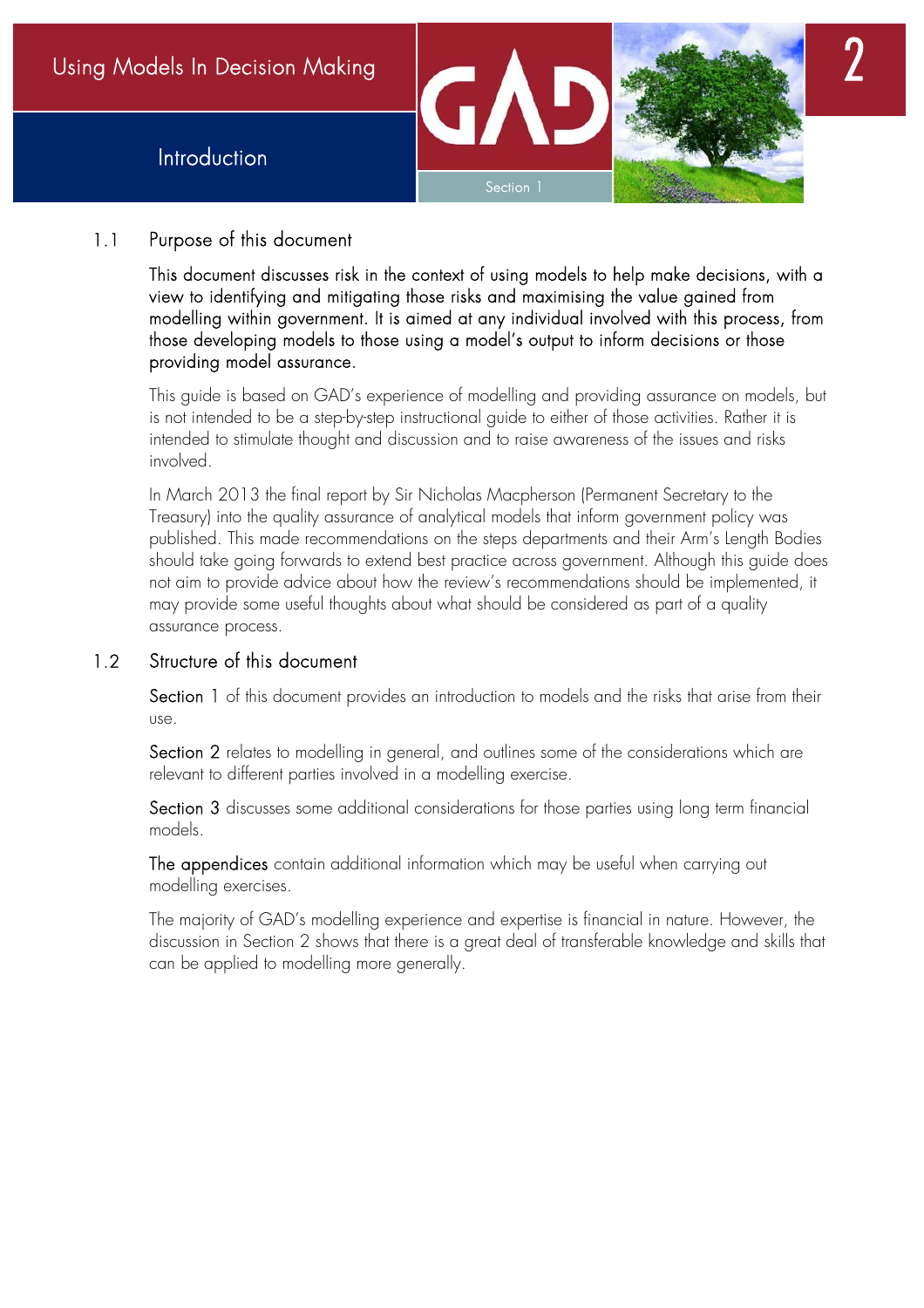# Introduction

## 1.1 Purpose of this document

This document discusses risk in the context of using models to help make decisions, with a view to identifying and mitigating those risks and maximising the value gained from modelling within government. It is aimed at any individual involved with this process, from those developing models to those using a model's output to inform decisions or those providing model assurance.

This guide is based on GAD's experience of modelling and providing assurance on models, but is not intended to be a step-by-step instructional guide to either of those activities. Rather it is intended to stimulate thought and discussion and to raise awareness of the issues and risks involved.

In March 2013 the final report by Sir Nicholas Macpherson (Permanent Secretary to the Treasury) into the quality assurance of analytical models that inform government policy was published. This made recommendations on the steps departments and their Arm's Length Bodies should take going forwards to extend best practice across government. Although this guide does not aim to provide advice about how the review's recommendations should be implemented, it may provide some useful thoughts about what should be considered as part of a quality assurance process.

## 1.2 Structure of this document

Section 1 of this document provides an introduction to models and the risks that arise from their use.

Section 2 relates to modelling in general, and outlines some of the considerations which are relevant to different parties involved in a modelling exercise.

Section 3 discusses some additional considerations for those parties using long term financial models.

The appendices contain additional information which may be useful when carrying out modelling exercises.

The majority of GAD's modelling experience and expertise is financial in nature. However, the discussion in Section 2 shows that there is a great deal of transferable knowledge and skills that can be applied to modelling more generally.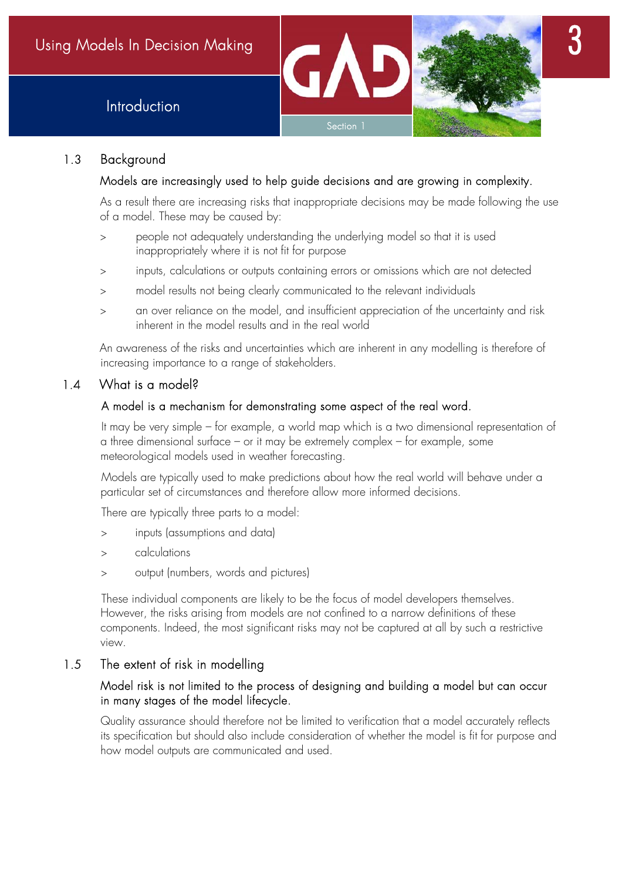## 1.3 Background

Models are increasingly used to help guide decisions and are growing in complexity.

As a result there are increasing risks that inappropriate decisions may be made following the use of a model. These may be caused by:

- people not adequately understanding the underlying model so that it is used inappropriately where it is not fit for purpose
- inputs, calculations or outputs containing errors or omissions which are not detected
- model results not being clearly communicated to the relevant individuals
- an over reliance on the model, and insufficient appreciation of the uncertainty and risk inherent in the model results and in the real world

An awareness of the risks and uncertainties which are inherent in any modelling is therefore of increasing importance to a range of stakeholders.

## 1.4 What is a model?

A model is a mechanism for demonstrating some aspect of the real word.

It may be very simple – for example, a world map which is a two dimensional representation of a three dimensional surface – or it may be extremely complex – for example, some meteorological models used in weather forecasting.

Models are typically used to make predictions about how the real world will behave under a particular set of circumstances and therefore allow more informed decisions.

There are typically three parts to a model:

- inputs (assumptions and data)
- calculations
- output (numbers, words and pictures)

These individual components are likely to be the focus of model developers themselves. However, the risks arising from models are not confined to a narrow definitions of these components. Indeed, the most significant risks may not be captured at all by such a restrictive view.

## 1.5 The extent of risk in modelling

Model risk is not limited to the process of designing and building a model but can occur in many stages of the model lifecycle.

Quality assurance should therefore not be limited to verification that a model accurately reflects its specification but should also include consideration of whether the model is fit for purpose and how model outputs are communicated and used.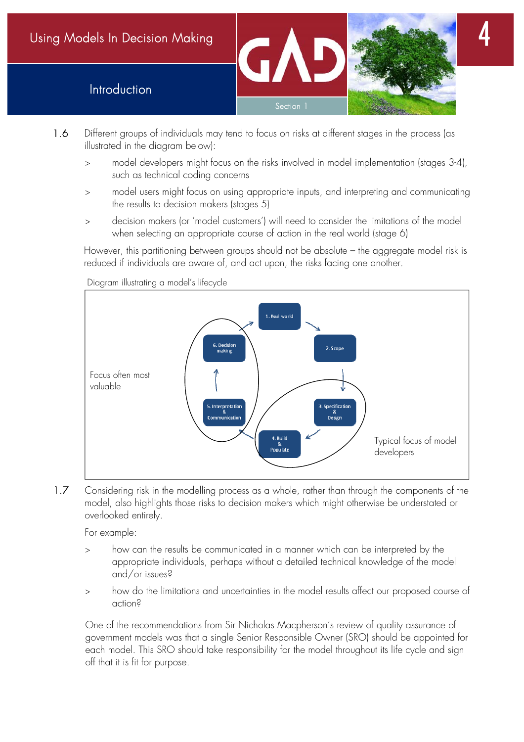1.6 Different groups of individuals may tend to focus on risks at different stages in the process (as illustrated in the diagram below):

> model developers might focus on the risks involved in model implementation (stages 3-4), such as technical coding concerns

> model users might focus on using appropriate inputs, and interpreting and communicating the results to decision makers (stages 5)

> decision makers (or 'model customers') will need to consider the limitations of the model when selecting an appropriate course of action in the real world (stage 6)

However, this partitioning between groups should not be absolute – the aggregate model risk is reduced if individuals are aware of, and act upon, the risks facing one another.

Diagram illustrating a model's lifecycle

1. Real world
2. Scope
3. Specification & Design
4. Build & Populate
5. Interpretation & Communication
6. Decision making

Focus often most valuable

Typical focus of model developers

1.7 Considering risk in the modelling process as a whole, rather than through the components of the model, also highlights those risks to decision makers which might otherwise be understated or overlooked entirely.

For example:

> how can the results be communicated in a manner which can be interpreted by the appropriate individuals, perhaps without a detailed technical knowledge of the model and/or issues?

> how do the limitations and uncertainties in the model results affect our proposed course of action?

One of the recommendations from Sir Nicholas Macpherson's review of quality assurance of government models was that a single Senior Responsible Owner (SRO) should be appointed for each model. This SRO should take responsibility for the model throughout its life cycle and sign off that it is fit for purpose.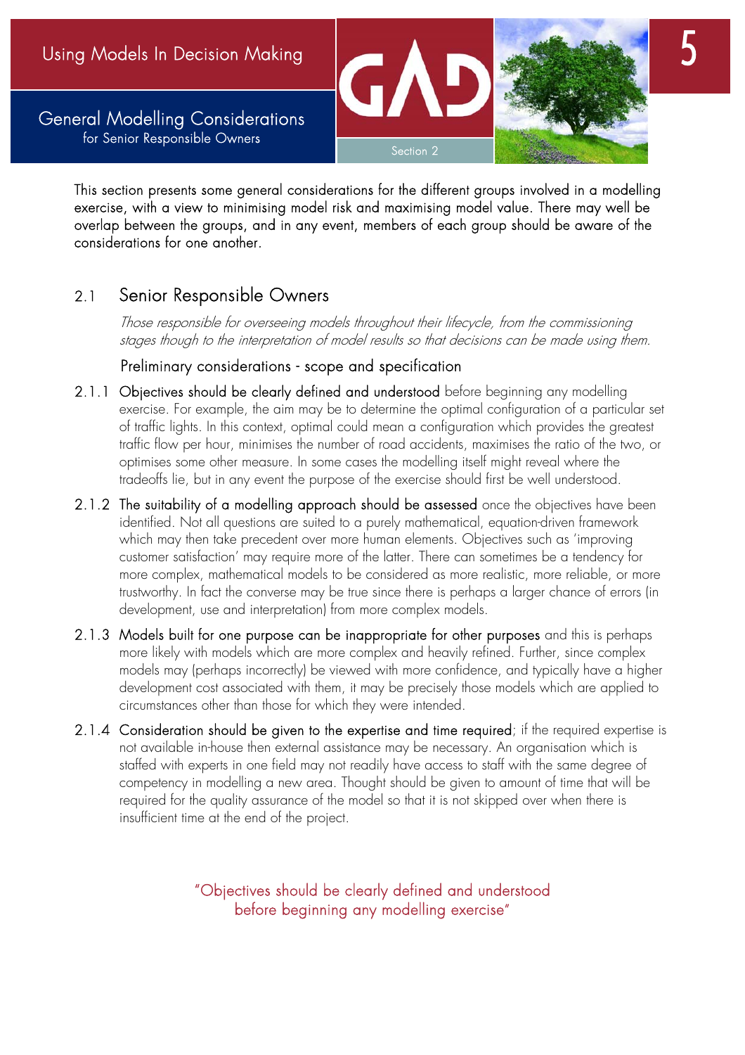## General Modelling Considerations for Senior Responsible Owners

This section presents some general considerations for the different groups involved in a modelling exercise, with a view to minimising model risk and maximising model value. There may well be overlap between the groups, and in any event, members of each group should be aware of the considerations for one another.

## 2.1 Senior Responsible Owners

*Those responsible for overseeing models throughout their lifecycle, from the commissioning stages though to the interpretation of model results so that decisions can be made using them.*

### Preliminary considerations - scope and specification

2.1.1 Objectives should be clearly defined and understood before beginning any modelling exercise. For example, the aim may be to determine the optimal configuration of a particular set of traffic lights. In this context, optimal could mean a configuration which provides the greatest traffic flow per hour, minimises the number of road accidents, maximises the ratio of the two, or optimises some other measure. In some cases the modelling itself might reveal where the tradeoffs lie, but in any event the purpose of the exercise should first be well understood.

2.1.2 The suitability of a modelling approach should be assessed once the objectives have been identified. Not all questions are suited to a purely mathematical, equation-driven framework which may then take precedent over more human elements. Objectives such as 'improving customer satisfaction' may require more of the latter. There can sometimes be a tendency for more complex, mathematical models to be considered as more realistic, more reliable, or more trustworthy. In fact the converse may be true since there is perhaps a larger chance of errors (in development, use and interpretation) from more complex models.

2.1.3 Models built for one purpose can be inappropriate for other purposes and this is perhaps more likely with models which are more complex and heavily refined. Further, since complex models may (perhaps incorrectly) be viewed with more confidence, and typically have a higher development cost associated with them, it may be precisely those models which are applied to circumstances other than those for which they were intended.

2.1.4 Consideration should be given to the expertise and time required; if the required expertise is not available in-house then external assistance may be necessary. An organisation which is staffed with experts in one field may not readily have access to staff with the same degree of competency in modelling a new area. Thought should be given to amount of time that will be required for the quality assurance of the model so that it is not skipped over when there is insufficient time at the end of the project.

"Objectives should be clearly defined and understood before beginning any modelling exercise"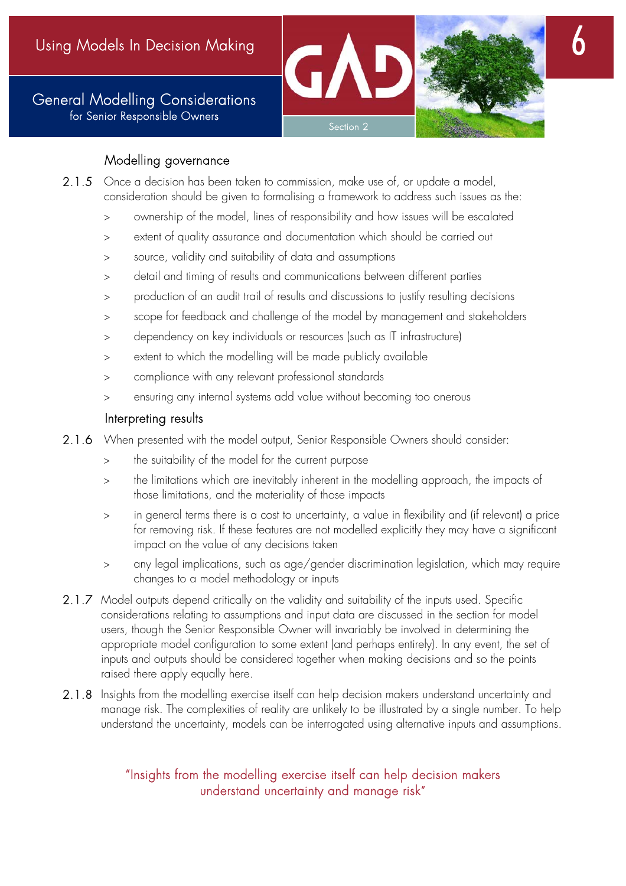### Modelling governance

2.1.5 Once a decision has been taken to commission, make use of, or update a model, consideration should be given to formalising a framework to address such issues as the:

- ownership of the model, lines of responsibility and how issues will be escalated
- extent of quality assurance and documentation which should be carried out
- source, validity and suitability of data and assumptions
- detail and timing of results and communications between different parties
- production of an audit trail of results and discussions to justify resulting decisions
- scope for feedback and challenge of the model by management and stakeholders
- dependency on key individuals or resources (such as IT infrastructure)
- extent to which the modelling will be made publicly available
- compliance with any relevant professional standards
- ensuring any internal systems add value without becoming too onerous

### Interpreting results

2.1.6 When presented with the model output, Senior Responsible Owners should consider:

- the suitability of the model for the current purpose
- the limitations which are inevitably inherent in the modelling approach, the impacts of those limitations, and the materiality of those impacts
- in general terms there is a cost to uncertainty, a value in flexibility and (if relevant) a price for removing risk. If these features are not modelled explicitly they may have a significant impact on the value of any decisions taken
- any legal implications, such as age/gender discrimination legislation, which may require changes to a model methodology or inputs

2.1.7 Model outputs depend critically on the validity and suitability of the inputs used. Specific considerations relating to assumptions and input data are discussed in the section for model users, though the Senior Responsible Owner will invariably be involved in determining the appropriate model configuration to some extent (and perhaps entirely). In any event, the set of inputs and outputs should be considered together when making decisions and so the points raised there apply equally here.

2.1.8 Insights from the modelling exercise itself can help decision makers understand uncertainty and manage risk. The complexities of reality are unlikely to be illustrated by a single number. To help understand the uncertainty, models can be interrogated using alternative inputs and assumptions.

> "Insights from the modelling exercise itself can help decision makers understand uncertainty and manage risk"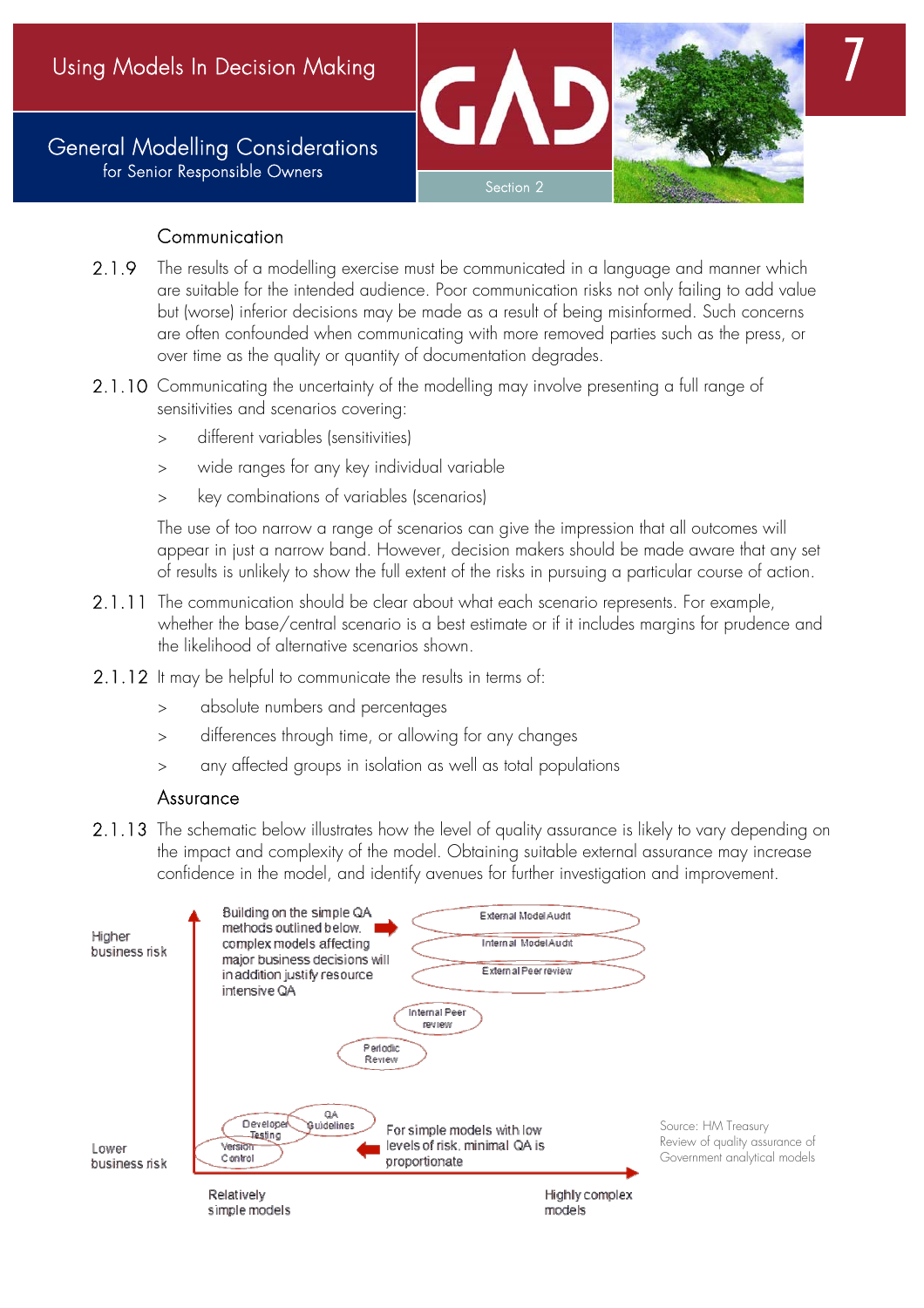### Communication

2.1.9 The results of a modelling exercise must be communicated in a language and manner which are suitable for the intended audience. Poor communication risks not only failing to add value but (worse) inferior decisions may be made as a result of being misinformed. Such concerns are often confounded when communicating with more removed parties such as the press, or over time as the quality or quantity of documentation degrades.

2.1.10 Communicating the uncertainty of the modelling may involve presenting a full range of sensitivities and scenarios covering:

> different variables (sensitivities)

> wide ranges for any key individual variable

> key combinations of variables (scenarios)

The use of too narrow a range of scenarios can give the impression that all outcomes will appear in just a narrow band. However, decision makers should be made aware that any set of results is unlikely to show the full extent of the risks in pursuing a particular course of action.

2.1.11 The communication should be clear about what each scenario represents. For example, whether the base/central scenario is a best estimate or if it includes margins for prudence and the likelihood of alternative scenarios shown.

2.1.12 It may be helpful to communicate the results in terms of:

> absolute numbers and percentages

> differences through time, or allowing for any changes

> any affected groups in isolation as well as total populations

### Assurance

2.1.13 The schematic below illustrates how the level of quality assurance is likely to vary depending on the impact and complexity of the model. Obtaining suitable external assurance may increase confidence in the model, and identify avenues for further investigation and improvement.

Higher business risk

Building on the simple QA methods outlined below, complex models affecting major business decisions will in addition justify resource intensive QA

External Model Audit

Internal Model Audit

External Peer review

Internal Peer review

Periodic Review

QA Guidelines

Developer Testing

Version Control

For simple models with low levels of risk, minimal QA is proportionate

Lower business risk

Relatively simple models

Highly complex models

Source: HM Treasury Review of quality assurance of Government analytical models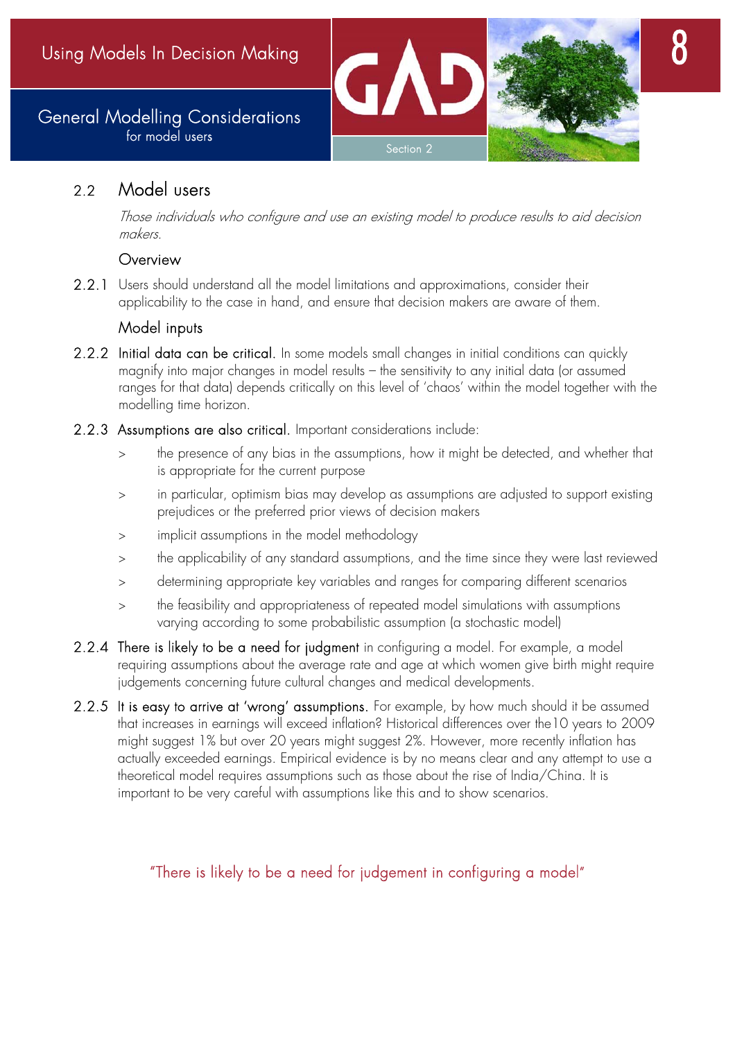## 2.2 Model users

*Those individuals who configure and use an existing model to produce results to aid decision makers.*

### Overview

2.2.1 Users should understand all the model limitations and approximations, consider their applicability to the case in hand, and ensure that decision makers are aware of them.

### Model inputs

2.2.2 **Initial data can be critical.** In some models small changes in initial conditions can quickly magnify into major changes in model results – the sensitivity to any initial data (or assumed ranges for that data) depends critically on this level of 'chaos' within the model together with the modelling time horizon.

2.2.3 **Assumptions are also critical.** Important considerations include:

> the presence of any bias in the assumptions, how it might be detected, and whether that is appropriate for the current purpose

> in particular, optimism bias may develop as assumptions are adjusted to support existing prejudices or the preferred prior views of decision makers

> implicit assumptions in the model methodology

> the applicability of any standard assumptions, and the time since they were last reviewed

> determining appropriate key variables and ranges for comparing different scenarios

> the feasibility and appropriateness of repeated model simulations with assumptions varying according to some probabilistic assumption (a stochastic model)

2.2.4 **There is likely to be a need for judgment** in configuring a model. For example, a model requiring assumptions about the average rate and age at which women give birth might require judgements concerning future cultural changes and medical developments.

2.2.5 **It is easy to arrive at 'wrong' assumptions.** For example, by how much should it be assumed that increases in earnings will exceed inflation? Historical differences over the10 years to 2009 might suggest 1% but over 20 years might suggest 2%. However, more recently inflation has actually exceeded earnings. Empirical evidence is by no means clear and any attempt to use a theoretical model requires assumptions such as those about the rise of India/China. It is important to be very careful with assumptions like this and to show scenarios.

"There is likely to be a need for judgement in configuring a model"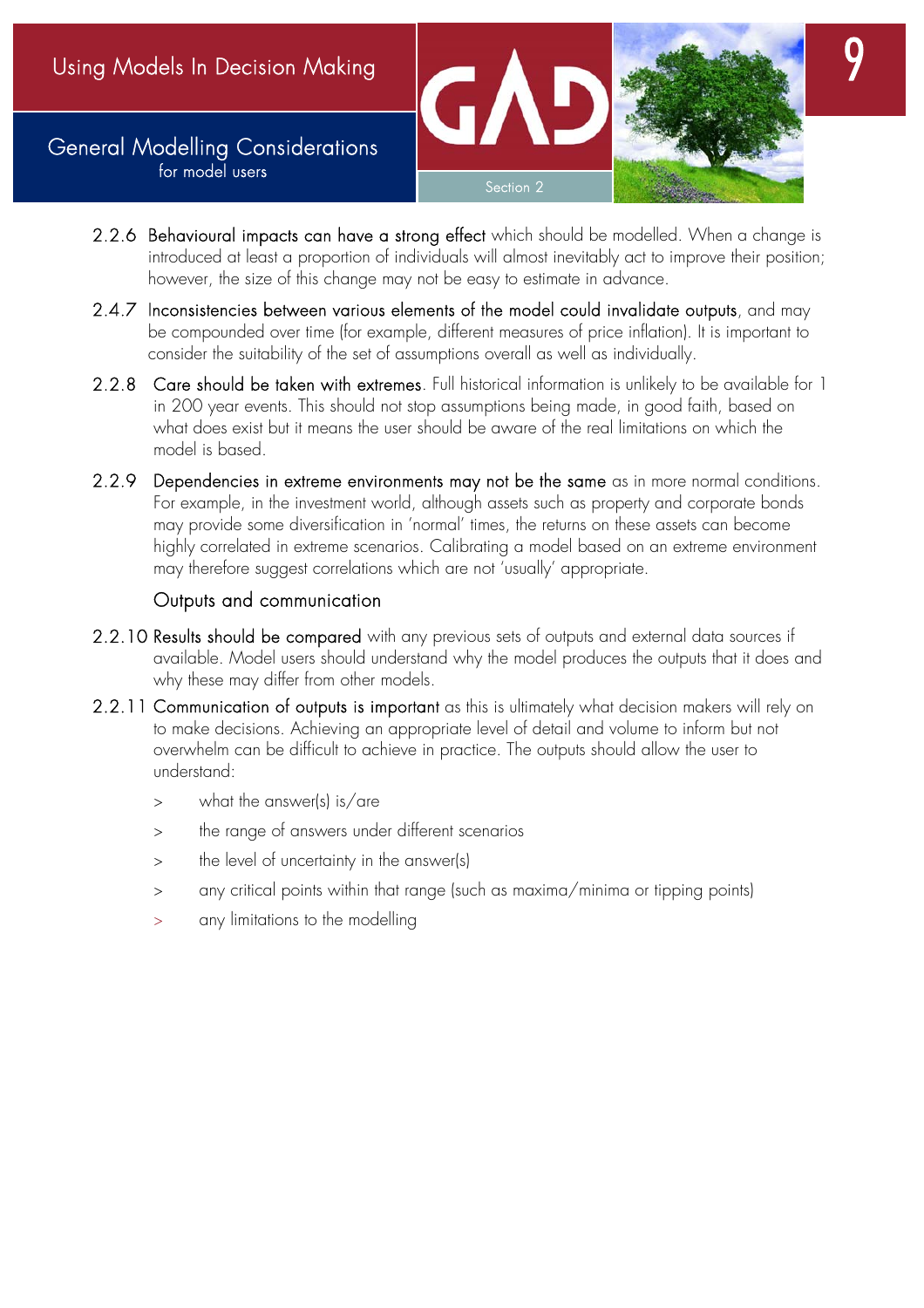2.2.6 **Behavioural impacts can have a strong effect** which should be modelled. When a change is introduced at least a proportion of individuals will almost inevitably act to improve their position; however, the size of this change may not be easy to estimate in advance.

2.4.7 **Inconsistencies between various elements of the model could invalidate outputs**, and may be compounded over time (for example, different measures of price inflation). It is important to consider the suitability of the set of assumptions overall as well as individually.

2.2.8 **Care should be taken with extremes**. Full historical information is unlikely to be available for 1 in 200 year events. This should not stop assumptions being made, in good faith, based on what does exist but it means the user should be aware of the real limitations on which the model is based.

2.2.9 **Dependencies in extreme environments may not be the same** as in more normal conditions. For example, in the investment world, although assets such as property and corporate bonds may provide some diversification in 'normal' times, the returns on these assets can become highly correlated in extreme scenarios. Calibrating a model based on an extreme environment may therefore suggest correlations which are not 'usually' appropriate.

### Outputs and communication

2.2.10 **Results should be compared** with any previous sets of outputs and external data sources if available. Model users should understand why the model produces the outputs that it does and why these may differ from other models.

2.2.11 **Communication of outputs is important** as this is ultimately what decision makers will rely on to make decisions. Achieving an appropriate level of detail and volume to inform but not overwhelm can be difficult to achieve in practice. The outputs should allow the user to understand:

- what the answer(s) is/are
- the range of answers under different scenarios
- the level of uncertainty in the answer(s)
- any critical points within that range (such as maxima/minima or tipping points)
- any limitations to the modelling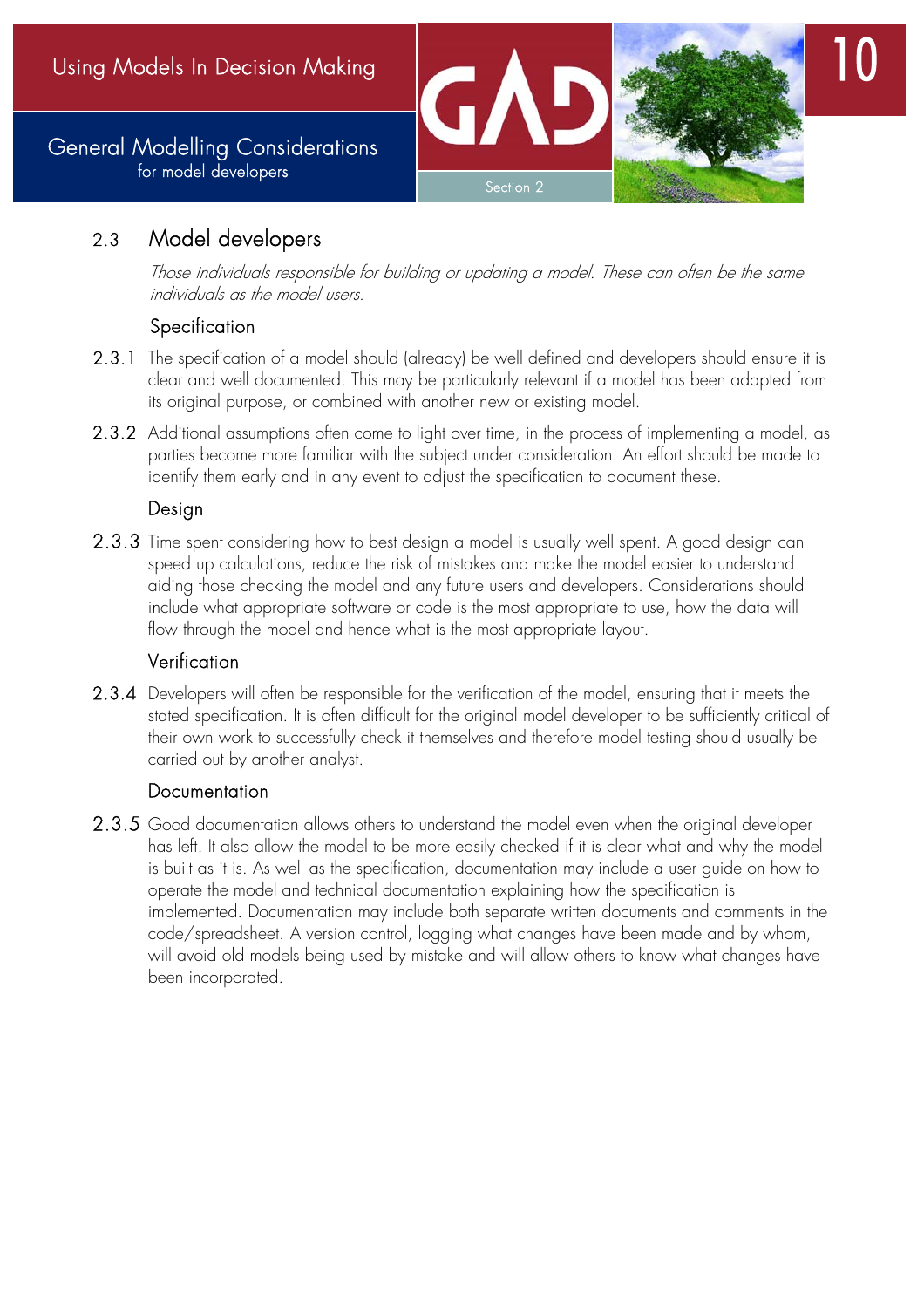## 2.3 Model developers

*Those individuals responsible for building or updating a model. These can often be the same individuals as the model users.*

### Specification

2.3.1 The specification of a model should (already) be well defined and developers should ensure it is clear and well documented. This may be particularly relevant if a model has been adapted from its original purpose, or combined with another new or existing model.

2.3.2 Additional assumptions often come to light over time, in the process of implementing a model, as parties become more familiar with the subject under consideration. An effort should be made to identify them early and in any event to adjust the specification to document these.

### Design

2.3.3 Time spent considering how to best design a model is usually well spent. A good design can speed up calculations, reduce the risk of mistakes and make the model easier to understand aiding those checking the model and any future users and developers. Considerations should include what appropriate software or code is the most appropriate to use, how the data will flow through the model and hence what is the most appropriate layout.

### Verification

2.3.4 Developers will often be responsible for the verification of the model, ensuring that it meets the stated specification. It is often difficult for the original model developer to be sufficiently critical of their own work to successfully check it themselves and therefore model testing should usually be carried out by another analyst.

### Documentation

2.3.5 Good documentation allows others to understand the model even when the original developer has left. It also allow the model to be more easily checked if it is clear what and why the model is built as it is. As well as the specification, documentation may include a user guide on how to operate the model and technical documentation explaining how the specification is implemented. Documentation may include both separate written documents and comments in the code/spreadsheet. A version control, logging what changes have been made and by whom, will avoid old models being used by mistake and will allow others to know what changes have been incorporated.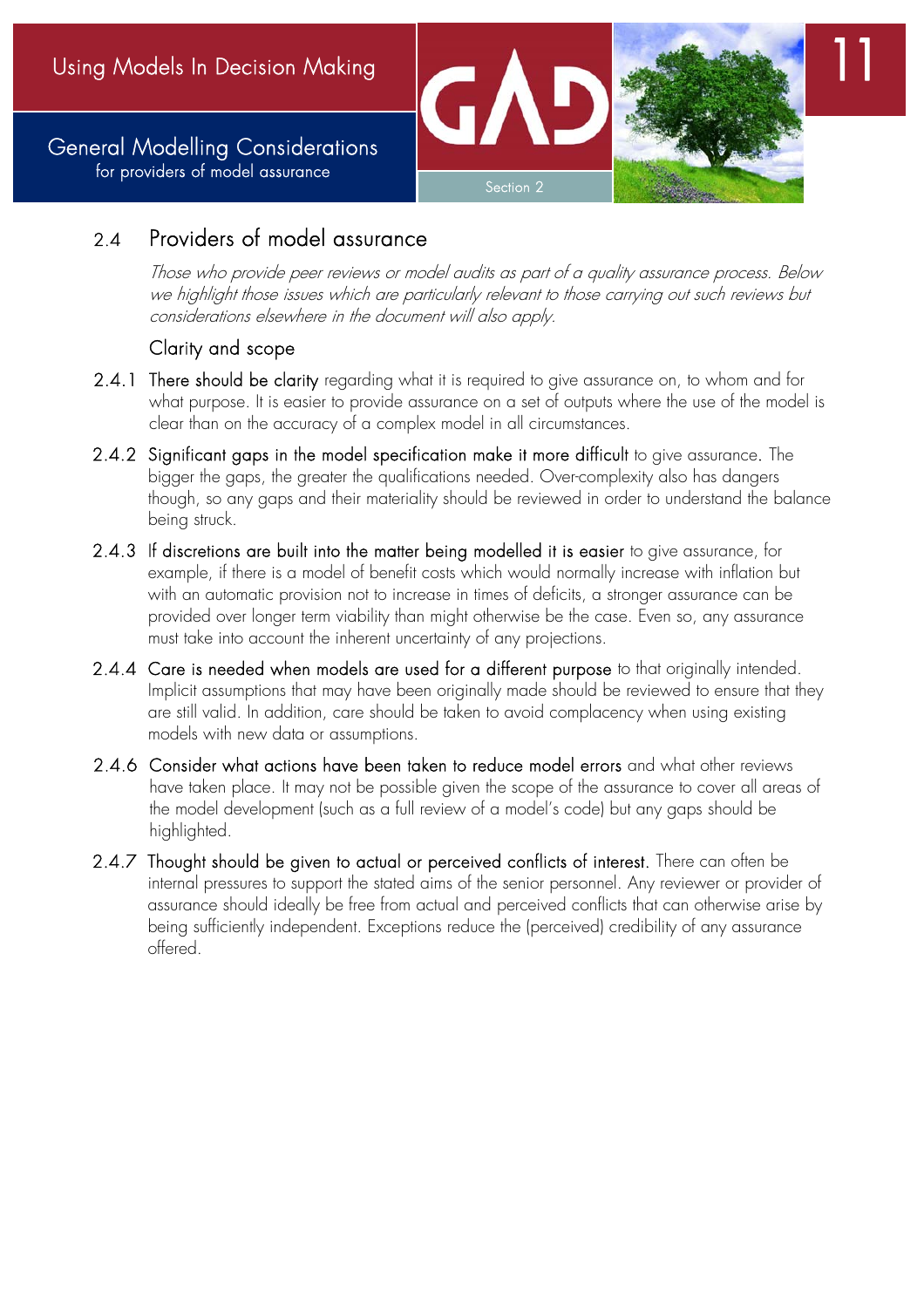## 2.4 Providers of model assurance

*Those who provide peer reviews or model audits as part of a quality assurance process. Below we highlight those issues which are particularly relevant to those carrying out such reviews but considerations elsewhere in the document will also apply.*

### Clarity and scope

2.4.1 **There should be clarity** regarding what it is required to give assurance on, to whom and for what purpose. It is easier to provide assurance on a set of outputs where the use of the model is clear than on the accuracy of a complex model in all circumstances.

2.4.2 **Significant gaps in the model specification make it more difficult** to give assurance. The bigger the gaps, the greater the qualifications needed. Over-complexity also has dangers though, so any gaps and their materiality should be reviewed in order to understand the balance being struck.

2.4.3 **If discretions are built into the matter being modelled it is easier** to give assurance, for example, if there is a model of benefit costs which would normally increase with inflation but with an automatic provision not to increase in times of deficits, a stronger assurance can be provided over longer term viability than might otherwise be the case. Even so, any assurance must take into account the inherent uncertainty of any projections.

2.4.4 **Care is needed when models are used for a different purpose** to that originally intended. Implicit assumptions that may have been originally made should be reviewed to ensure that they are still valid. In addition, care should be taken to avoid complacency when using existing models with new data or assumptions.

2.4.6 **Consider what actions have been taken to reduce model errors** and what other reviews have taken place. It may not be possible given the scope of the assurance to cover all areas of the model development (such as a full review of a model's code) but any gaps should be highlighted.

2.4.7 **Thought should be given to actual or perceived conflicts of interest.** There can often be internal pressures to support the stated aims of the senior personnel. Any reviewer or provider of assurance should ideally be free from actual and perceived conflicts that can otherwise arise by being sufficiently independent. Exceptions reduce the (perceived) credibility of any assurance offered.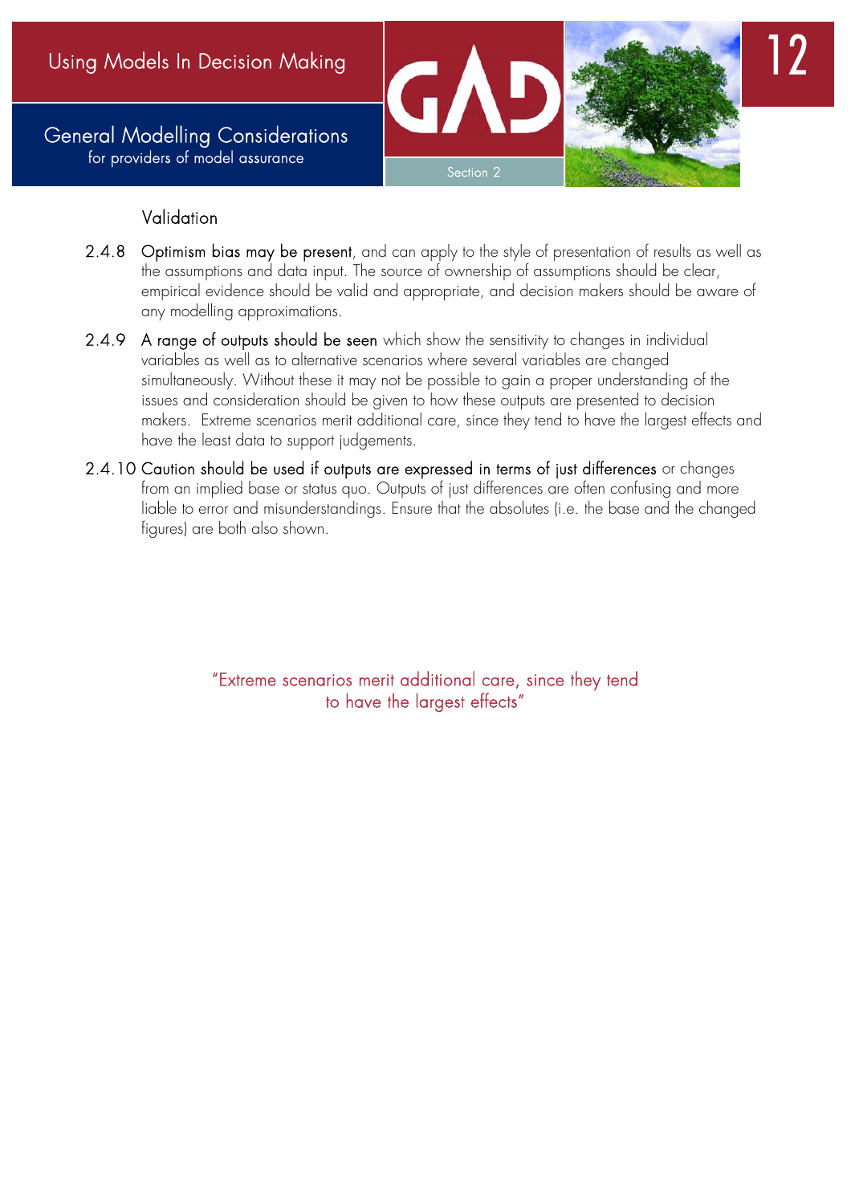### Validation

2.4.8 **Optimism bias may be present**, and can apply to the style of presentation of results as well as the assumptions and data input. The source of ownership of assumptions should be clear, empirical evidence should be valid and appropriate, and decision makers should be aware of any modelling approximations.

2.4.9 **A range of outputs should be seen** which show the sensitivity to changes in individual variables as well as to alternative scenarios where several variables are changed simultaneously. Without these it may not be possible to gain a proper understanding of the issues and consideration should be given to how these outputs are presented to decision makers. Extreme scenarios merit additional care, since they tend to have the largest effects and have the least data to support judgements.

2.4.10 **Caution should be used if outputs are expressed in terms of just differences** or changes from an implied base or status quo. Outputs of just differences are often confusing and more liable to error and misunderstandings. Ensure that the absolutes (i.e. the base and the changed figures) are both also shown.

"Extreme scenarios merit additional care, since they tend to have the largest effects"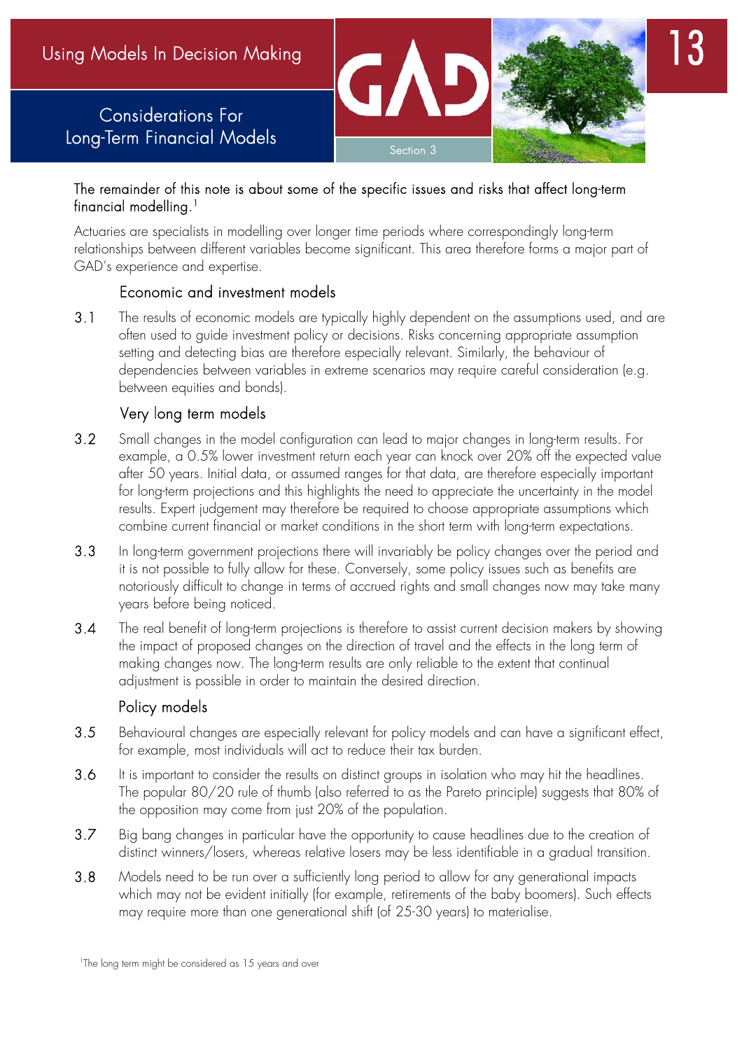# Considerations For Long-Term Financial Models

The remainder of this note is about some of the specific issues and risks that affect long-term financial modelling.[1]

Actuaries are specialists in modelling over longer time periods where correspondingly long-term relationships between different variables become significant. This area therefore forms a major part of GAD's experience and expertise.

## Economic and investment models

3.1 The results of economic models are typically highly dependent on the assumptions used, and are often used to guide investment policy or decisions. Risks concerning appropriate assumption setting and detecting bias are therefore especially relevant. Similarly, the behaviour of dependencies between variables in extreme scenarios may require careful consideration (e.g. between equities and bonds).

## Very long term models

3.2 Small changes in the model configuration can lead to major changes in long-term results. For example, a 0.5% lower investment return each year can knock over 20% off the expected value after 50 years. Initial data, or assumed ranges for that data, are therefore especially important for long-term projections and this highlights the need to appreciate the uncertainty in the model results. Expert judgement may therefore be required to choose appropriate assumptions which combine current financial or market conditions in the short term with long-term expectations.

3.3 In long-term government projections there will invariably be policy changes over the period and it is not possible to fully allow for these. Conversely, some policy issues such as benefits are notoriously difficult to change in terms of accrued rights and small changes now may take many years before being noticed.

3.4 The real benefit of long-term projections is therefore to assist current decision makers by showing the impact of proposed changes on the direction of travel and the effects in the long term of making changes now. The long-term results are only reliable to the extent that continual adjustment is possible in order to maintain the desired direction.

## Policy models

3.5 Behavioural changes are especially relevant for policy models and can have a significant effect, for example, most individuals will act to reduce their tax burden.

3.6 It is important to consider the results on distinct groups in isolation who may hit the headlines. The popular 80/20 rule of thumb (also referred to as the Pareto principle) suggests that 80% of the opposition may come from just 20% of the population.

3.7 Big bang changes in particular have the opportunity to cause headlines due to the creation of distinct winners/losers, whereas relative losers may be less identifiable in a gradual transition.

3.8 Models need to be run over a sufficiently long period to allow for any generational impacts which may not be evident initially (for example, retirements of the baby boomers). Such effects may require more than one generational shift (of 25-30 years) to materialise.

[1] The long term might be considered as 15 years and over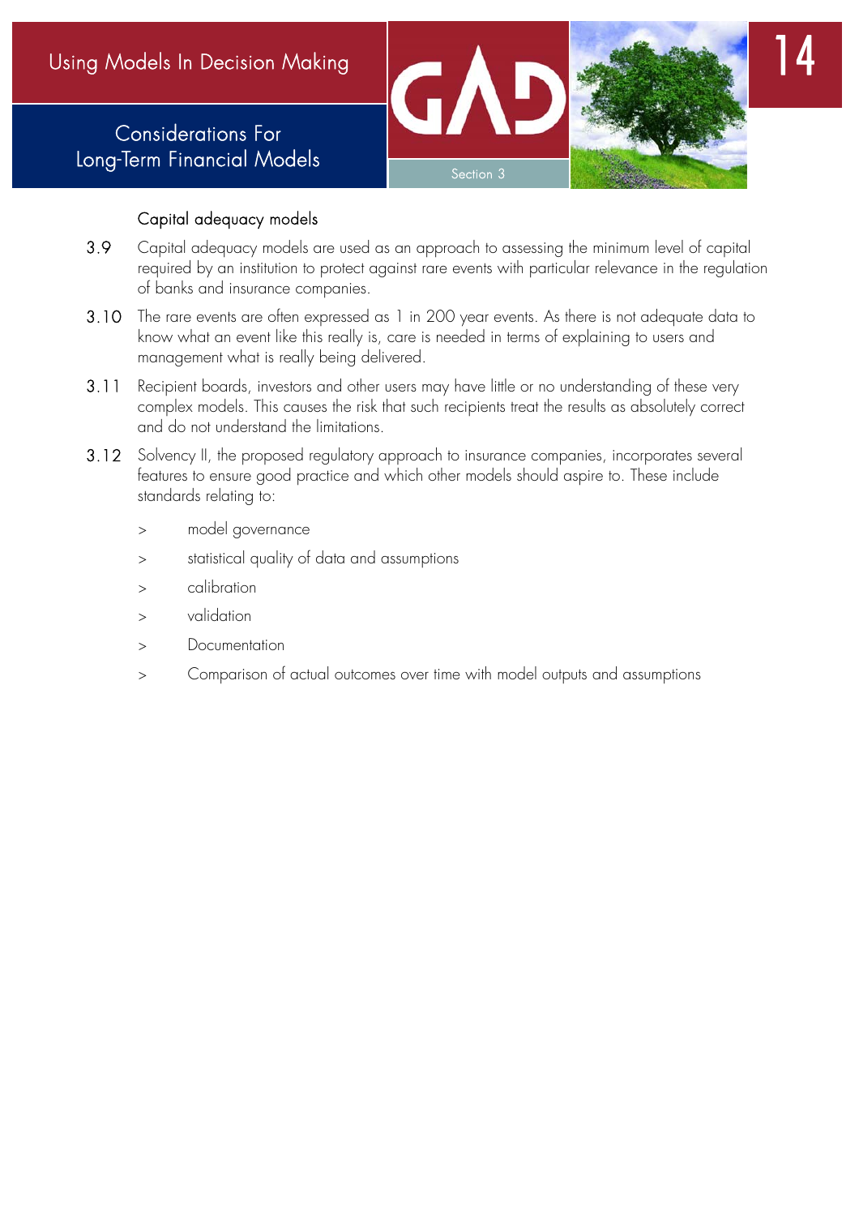### Capital adequacy models

3.9 Capital adequacy models are used as an approach to assessing the minimum level of capital required by an institution to protect against rare events with particular relevance in the regulation of banks and insurance companies.

3.10 The rare events are often expressed as 1 in 200 year events. As there is not adequate data to know what an event like this really is, care is needed in terms of explaining to users and management what is really being delivered.

3.11 Recipient boards, investors and other users may have little or no understanding of these very complex models. This causes the risk that such recipients treat the results as absolutely correct and do not understand the limitations.

3.12 Solvency II, the proposed regulatory approach to insurance companies, incorporates several features to ensure good practice and which other models should aspire to. These include standards relating to:

- model governance
- statistical quality of data and assumptions
- calibration
- validation
- Documentation
- Comparison of actual outcomes over time with model outputs and assumptions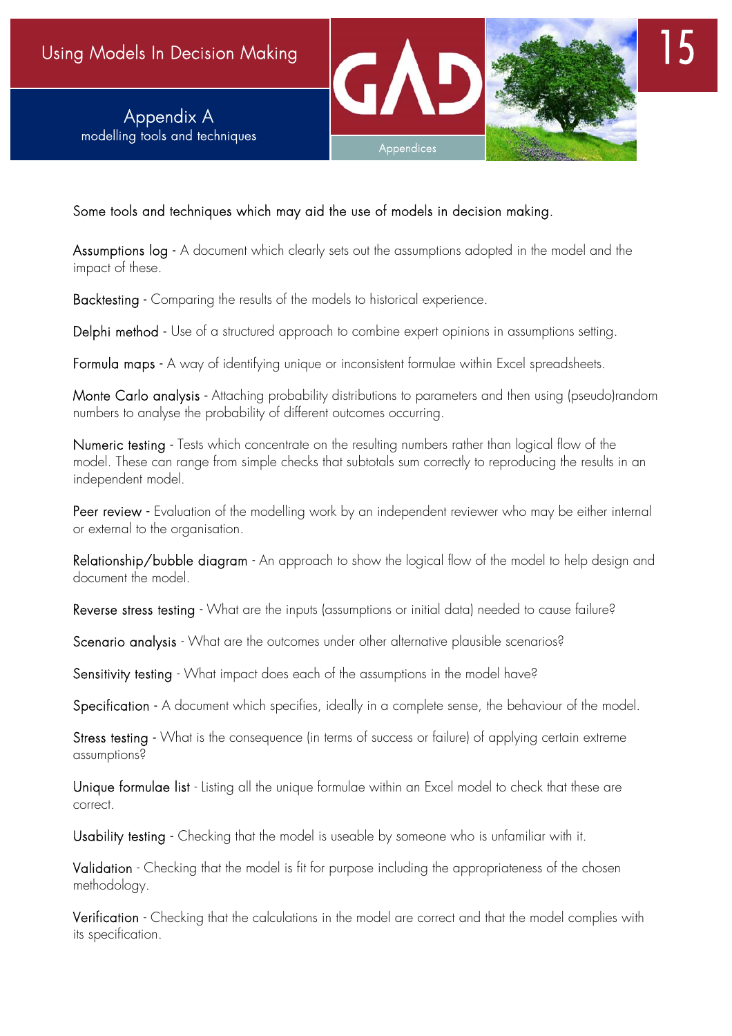# Appendix A
modelling tools and techniques

Some tools and techniques which may aid the use of models in decision making.

**Assumptions log** - A document which clearly sets out the assumptions adopted in the model and the impact of these.

**Backtesting** - Comparing the results of the models to historical experience.

**Delphi method** - Use of a structured approach to combine expert opinions in assumptions setting.

**Formula maps** - A way of identifying unique or inconsistent formulae within Excel spreadsheets.

**Monte Carlo analysis** - Attaching probability distributions to parameters and then using (pseudo)random numbers to analyse the probability of different outcomes occurring.

**Numeric testing** - Tests which concentrate on the resulting numbers rather than logical flow of the model. These can range from simple checks that subtotals sum correctly to reproducing the results in an independent model.

**Peer review** - Evaluation of the modelling work by an independent reviewer who may be either internal or external to the organisation.

**Relationship/bubble diagram** - An approach to show the logical flow of the model to help design and document the model.

**Reverse stress testing** - What are the inputs (assumptions or initial data) needed to cause failure?

**Scenario analysis** - What are the outcomes under other alternative plausible scenarios?

**Sensitivity testing** - What impact does each of the assumptions in the model have?

**Specification** - A document which specifies, ideally in a complete sense, the behaviour of the model.

**Stress testing** - What is the consequence (in terms of success or failure) of applying certain extreme assumptions?

**Unique formulae list** - Listing all the unique formulae within an Excel model to check that these are correct.

**Usability testing** - Checking that the model is useable by someone who is unfamiliar with it.

**Validation** - Checking that the model is fit for purpose including the appropriateness of the chosen methodology.

**Verification** - Checking that the calculations in the model are correct and that the model complies with its specification.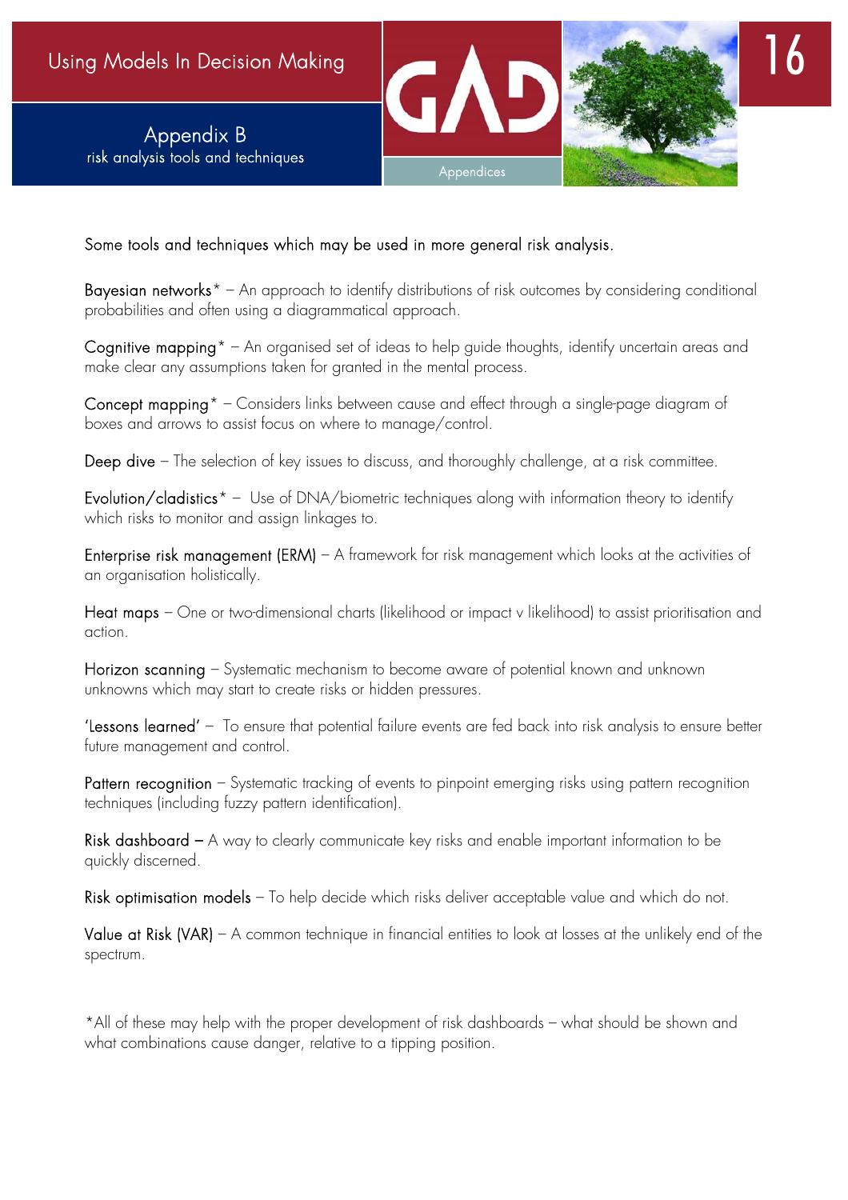## Appendix B
### risk analysis tools and techniques

Some tools and techniques which may be used in more general risk analysis.

**Bayesian networks*** – An approach to identify distributions of risk outcomes by considering conditional probabilities and often using a diagrammatical approach.

**Cognitive mapping*** – An organised set of ideas to help guide thoughts, identify uncertain areas and make clear any assumptions taken for granted in the mental process.

**Concept mapping*** – Considers links between cause and effect through a single-page diagram of boxes and arrows to assist focus on where to manage/control.

**Deep dive** – The selection of key issues to discuss, and thoroughly challenge, at a risk committee.

**Evolution/cladistics*** – Use of DNA/biometric techniques along with information theory to identify which risks to monitor and assign linkages to.

**Enterprise risk management (ERM)** – A framework for risk management which looks at the activities of an organisation holistically.

**Heat maps** – One or two-dimensional charts (likelihood or impact v likelihood) to assist prioritisation and action.

**Horizon scanning** – Systematic mechanism to become aware of potential known and unknown unknowns which may start to create risks or hidden pressures.

**'Lessons learned'** – To ensure that potential failure events are fed back into risk analysis to ensure better future management and control.

**Pattern recognition** – Systematic tracking of events to pinpoint emerging risks using pattern recognition techniques (including fuzzy pattern identification).

**Risk dashboard** – A way to clearly communicate key risks and enable important information to be quickly discerned.

**Risk optimisation models** – To help decide which risks deliver acceptable value and which do not.

**Value at Risk (VAR)** – A common technique in financial entities to look at losses at the unlikely end of the spectrum.

*All of these may help with the proper development of risk dashboards – what should be shown and what combinations cause danger, relative to a tipping position.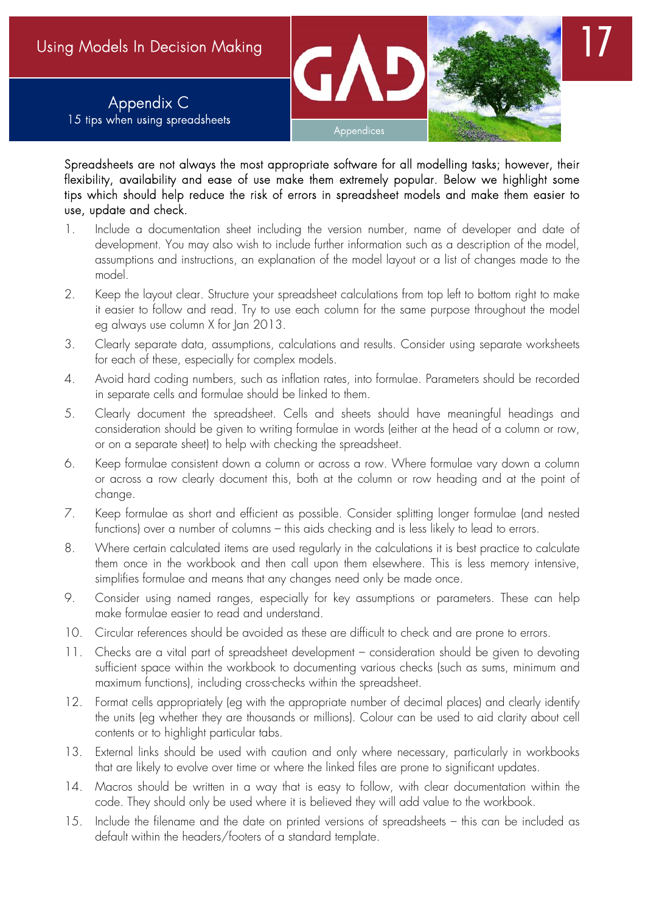## Appendix C

### 15 tips when using spreadsheets

Spreadsheets are not always the most appropriate software for all modelling tasks; however, their flexibility, availability and ease of use make them extremely popular. Below we highlight some tips which should help reduce the risk of errors in spreadsheet models and make them easier to use, update and check.

1. Include a documentation sheet including the version number, name of developer and date of development. You may also wish to include further information such as a description of the model, assumptions and instructions, an explanation of the model layout or a list of changes made to the model.
2. Keep the layout clear. Structure your spreadsheet calculations from top left to bottom right to make it easier to follow and read. Try to use each column for the same purpose throughout the model eg always use column X for Jan 2013.
3. Clearly separate data, assumptions, calculations and results. Consider using separate worksheets for each of these, especially for complex models.
4. Avoid hard coding numbers, such as inflation rates, into formulae. Parameters should be recorded in separate cells and formulae should be linked to them.
5. Clearly document the spreadsheet. Cells and sheets should have meaningful headings and consideration should be given to writing formulae in words (either at the head of a column or row, or on a separate sheet) to help with checking the spreadsheet.
6. Keep formulae consistent down a column or across a row. Where formulae vary down a column or across a row clearly document this, both at the column or row heading and at the point of change.
7. Keep formulae as short and efficient as possible. Consider splitting longer formulae (and nested functions) over a number of columns – this aids checking and is less likely to lead to errors.
8. Where certain calculated items are used regularly in the calculations it is best practice to calculate them once in the workbook and then call upon them elsewhere. This is less memory intensive, simplifies formulae and means that any changes need only be made once.
9. Consider using named ranges, especially for key assumptions or parameters. These can help make formulae easier to read and understand.
10. Circular references should be avoided as these are difficult to check and are prone to errors.
11. Checks are a vital part of spreadsheet development – consideration should be given to devoting sufficient space within the workbook to documenting various checks (such as sums, minimum and maximum functions), including cross-checks within the spreadsheet.
12. Format cells appropriately (eg with the appropriate number of decimal places) and clearly identify the units (eg whether they are thousands or millions). Colour can be used to aid clarity about cell contents or to highlight particular tabs.
13. External links should be used with caution and only where necessary, particularly in workbooks that are likely to evolve over time or where the linked files are prone to significant updates.
14. Macros should be written in a way that is easy to follow, with clear documentation within the code. They should only be used where it is believed they will add value to the workbook.
15. Include the filename and the date on printed versions of spreadsheets – this can be included as default within the headers/footers of a standard template.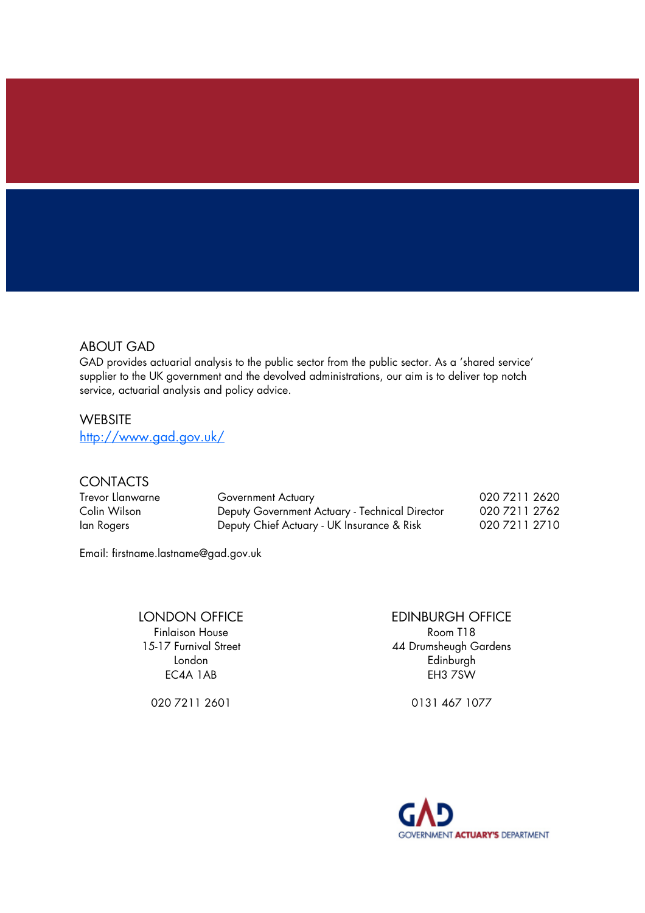## ABOUT GAD

GAD provides actuarial analysis to the public sector from the public sector. As a 'shared service' supplier to the UK government and the devolved administrations, our aim is to deliver top notch service, actuarial analysis and policy advice.

## WEBSITE

http://www.gad.gov.uk/

## CONTACTS

| | | |
|---|---|---|
| Trevor Llanwarne | Government Actuary | 020 7211 2620 |
| Colin Wilson | Deputy Government Actuary - Technical Director | 020 7211 2762 |
| Ian Rogers | Deputy Chief Actuary - UK Insurance & Risk | 020 7211 2710 |

Email: firstname.lastname@gad.gov.uk

### LONDON OFFICE

Finlaison House
15-17 Furnival Street
London
EC4A 1AB

020 7211 2601

### EDINBURGH OFFICE

Room T18
44 Drumsheugh Gardens
Edinburgh
EH3 7SW

0131 467 1077

GAD
GOVERNMENT ACTUARY'S DEPARTMENT